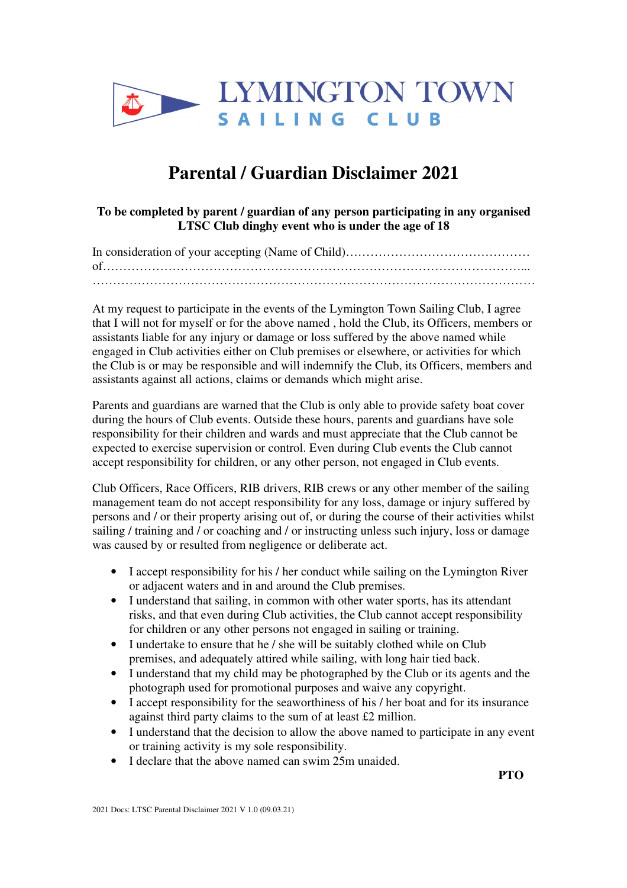LYMINGTON TOWN
SAILING CLUB

# Parental / Guardian Disclaimer 2021

**To be completed by parent / guardian of any person participating in any organised LTSC Club dinghy event who is under the age of 18**

In consideration of your accepting (Name of Child)………………………………………
of…………………………………………………………………………………………...
…………………………………………………………………………………………………

At my request to participate in the events of the Lymington Town Sailing Club, I agree that I will not for myself or for the above named , hold the Club, its Officers, members or assistants liable for any injury or damage or loss suffered by the above named while engaged in Club activities either on Club premises or elsewhere, or activities for which the Club is or may be responsible and will indemnify the Club, its Officers, members and assistants against all actions, claims or demands which might arise.

Parents and guardians are warned that the Club is only able to provide safety boat cover during the hours of Club events. Outside these hours, parents and guardians have sole responsibility for their children and wards and must appreciate that the Club cannot be expected to exercise supervision or control. Even during Club events the Club cannot accept responsibility for children, or any other person, not engaged in Club events.

Club Officers, Race Officers, RIB drivers, RIB crews or any other member of the sailing management team do not accept responsibility for any loss, damage or injury suffered by persons and / or their property arising out of, or during the course of their activities whilst sailing / training and / or coaching and / or instructing unless such injury, loss or damage was caused by or resulted from negligence or deliberate act.

- I accept responsibility for his / her conduct while sailing on the Lymington River or adjacent waters and in and around the Club premises.
- I understand that sailing, in common with other water sports, has its attendant risks, and that even during Club activities, the Club cannot accept responsibility for children or any other persons not engaged in sailing or training.
- I undertake to ensure that he / she will be suitably clothed while on Club premises, and adequately attired while sailing, with long hair tied back.
- I understand that my child may be photographed by the Club or its agents and the photograph used for promotional purposes and waive any copyright.
- I accept responsibility for the seaworthiness of his / her boat and for its insurance against third party claims to the sum of at least £2 million.
- I understand that the decision to allow the above named to participate in any event or training activity is my sole responsibility.
- I declare that the above named can swim 25m unaided.

**PTO**

2021 Docs: LTSC Parental Disclaimer 2021 V 1.0 (09.03.21)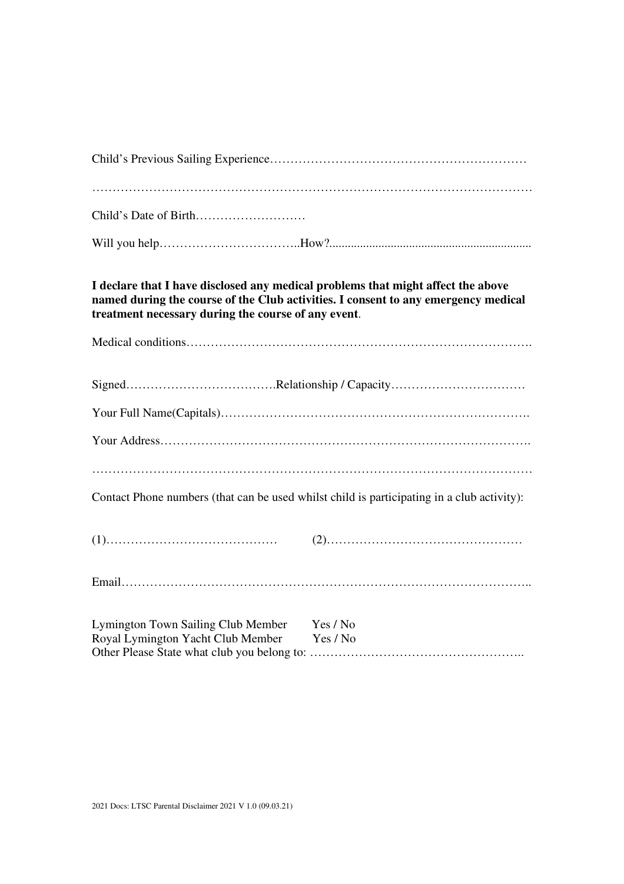Child's Previous Sailing Experience………………………………………………………

…………………………………………………………………………………………………

Child's Date of Birth………………………

Will you help……………………………..How?..................................................................

**I declare that I have disclosed any medical problems that might affect the above named during the course of the Club activities. I consent to any emergency medical treatment necessary during the course of any event**.

Medical conditions………………………………………………………………………….

Signed……………………………….Relationship / Capacity……………………………

Your Full Name(Capitals)……………………………………………………………….

Your Address…………………………………………………………………………….

…………………………………………………………………………………………………

Contact Phone numbers (that can be used whilst child is participating in a club activity):

(1)……………………………………     (2)…………………………………………

Email……………………………………………………………………………………..

Lymington Town Sailing Club Member   Yes / No
Royal Lymington Yacht Club Member   Yes / No
Other Please State what club you belong to: ……………………………………………..